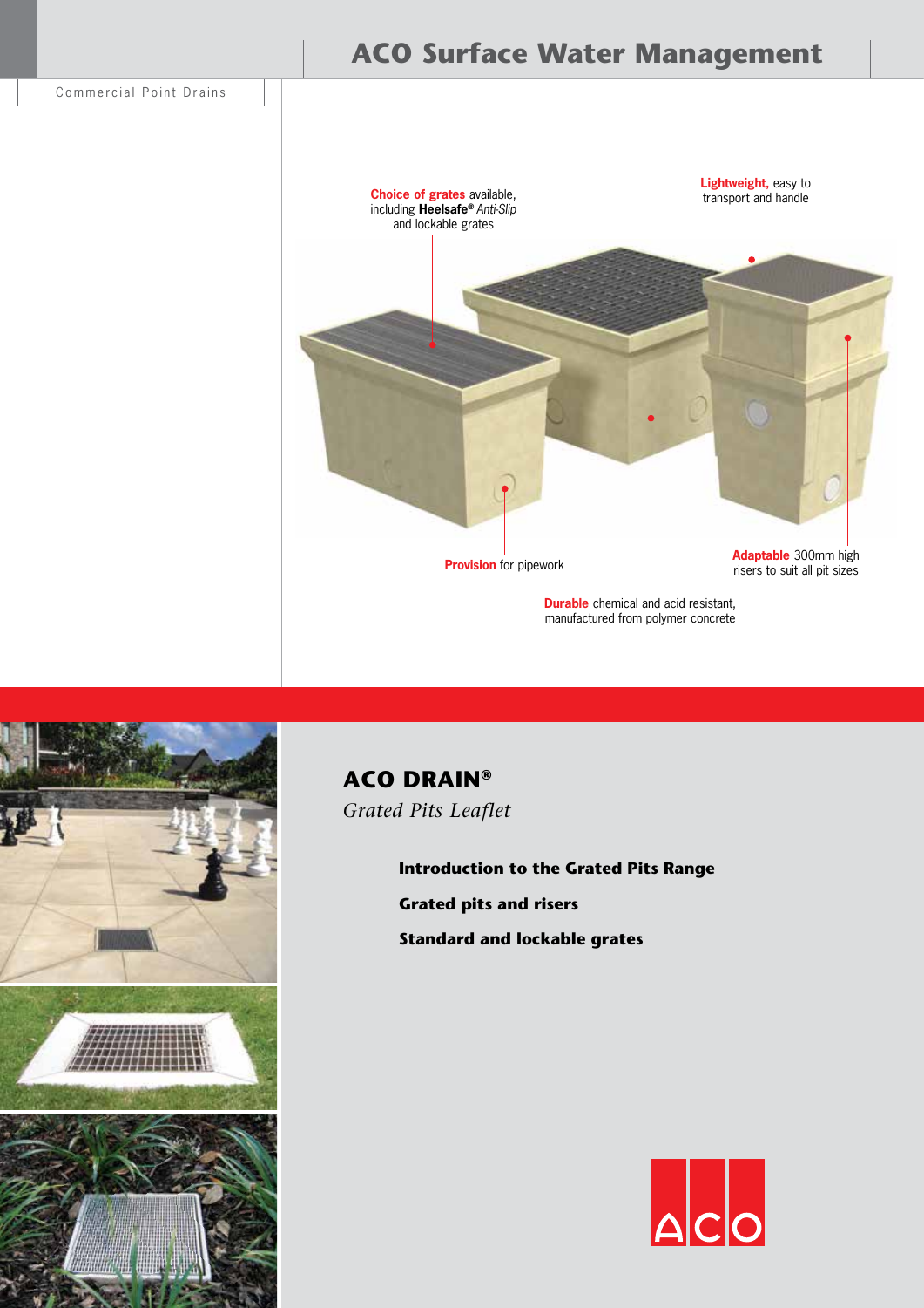# ACO Surface Water Management

Commercial Point Drains

**Choice of grates** available, including **Heelsafe®** *Anti-Slip* and lockable grates

**Lightweight,** easy to transport and handle

**Provision** for pipework

**Adaptable** 300mm high risers to suit all pit sizes

**Durable** chemical and acid resistant, manufactured from polymer concrete

## ACO DRAIN®

*Grated Pits Leaflet*

**Introduction to the Grated Pits Range**

**Grated pits and risers**

**Standard and lockable grates**

ACO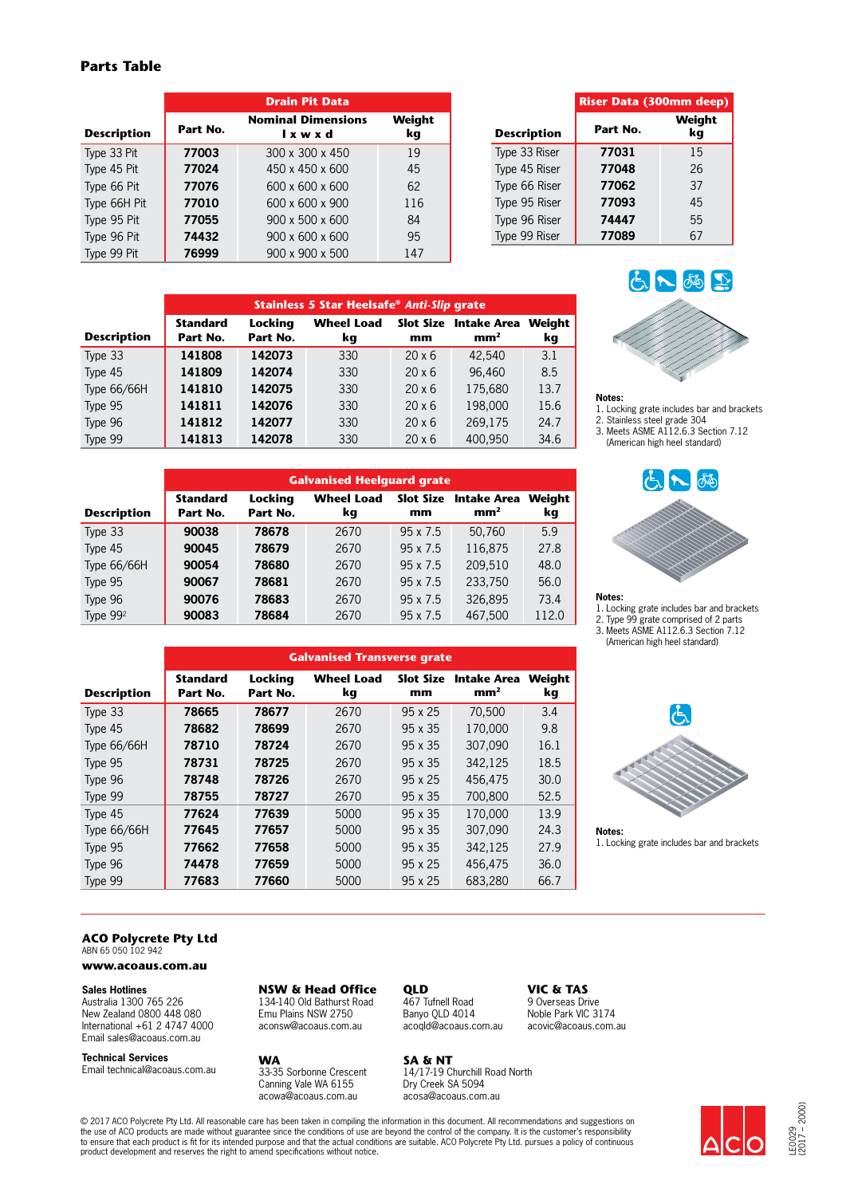## Parts Table

| Description | Drain Pit Data | | |
|---|---|---|---|
| | Part No. | Nominal Dimensions l x w x d | Weight kg |
| Type 33 Pit | 77003 | 300 x 300 x 450 | 19 |
| Type 45 Pit | 77024 | 450 x 450 x 600 | 45 |
| Type 66 Pit | 77076 | 600 x 600 x 600 | 62 |
| Type 66H Pit | 77010 | 600 x 600 x 900 | 116 |
| Type 95 Pit | 77055 | 900 x 500 x 600 | 84 |
| Type 96 Pit | 74432 | 900 x 600 x 600 | 95 |
| Type 99 Pit | 76999 | 900 x 900 x 500 | 147 |

| Description | Riser Data (300mm deep) | |
|---|---|---|
| | Part No. | Weight kg |
| Type 33 Riser | 77031 | 15 |
| Type 45 Riser | 77048 | 26 |
| Type 66 Riser | 77062 | 37 |
| Type 95 Riser | 77093 | 45 |
| Type 96 Riser | 74447 | 55 |
| Type 99 Riser | 77089 | 67 |

| Description | Stainless 5 Star Heelsafe® *Anti-Slip* grate | | | | | |
|---|---|---|---|---|---|---|
| | Standard Part No. | Locking Part No. | Wheel Load kg | Slot Size mm | Intake Area mm² | Weight kg |
| Type 33 | 141808 | 142073 | 330 | 20 x 6 | 42,540 | 3.1 |
| Type 45 | 141809 | 142074 | 330 | 20 x 6 | 96,460 | 8.5 |
| Type 66/66H | 141810 | 142075 | 330 | 20 x 6 | 175,680 | 13.7 |
| Type 95 | 141811 | 142076 | 330 | 20 x 6 | 198,000 | 15.6 |
| Type 96 | 141812 | 142077 | 330 | 20 x 6 | 269,175 | 24.7 |
| Type 99 | 141813 | 142078 | 330 | 20 x 6 | 400,950 | 34.6 |

**Notes:**
1. Locking grate includes bar and brackets
2. Stainless steel grade 304
3. Meets ASME A112.6.3 Section 7.12 (American high heel standard)

| Description | Galvanised Heelguard grate | | | | | |
|---|---|---|---|---|---|---|
| | Standard Part No. | Locking Part No. | Wheel Load kg | Slot Size mm | Intake Area mm² | Weight kg |
| Type 33 | 90038 | 78678 | 2670 | 95 x 7.5 | 50,760 | 5.9 |
| Type 45 | 90045 | 78679 | 2670 | 95 x 7.5 | 116,875 | 27.8 |
| Type 66/66H | 90054 | 78680 | 2670 | 95 x 7.5 | 209,510 | 48.0 |
| Type 95 | 90067 | 78681 | 2670 | 95 x 7.5 | 233,750 | 56.0 |
| Type 96 | 90076 | 78683 | 2670 | 95 x 7.5 | 326,895 | 73.4 |
| Type 99[2] | 90083 | 78684 | 2670 | 95 x 7.5 | 467,500 | 112.0 |

**Notes:**
1. Locking grate includes bar and brackets
2. Type 99 grate comprised of 2 parts
3. Meets ASME A112.6.3 Section 7.12 (American high heel standard)

| Description | Galvanised Transverse grate | | | | | |
|---|---|---|---|---|---|---|
| | Standard Part No. | Locking Part No. | Wheel Load kg | Slot Size mm | Intake Area mm² | Weight kg |
| Type 33 | 78665 | 78677 | 2670 | 95 x 25 | 70,500 | 3.4 |
| Type 45 | 78682 | 78699 | 2670 | 95 x 35 | 170,000 | 9.8 |
| Type 66/66H | 78710 | 78724 | 2670 | 95 x 35 | 307,090 | 16.1 |
| Type 95 | 78731 | 78725 | 2670 | 95 x 35 | 342,125 | 18.5 |
| Type 96 | 78748 | 78726 | 2670 | 95 x 25 | 456,475 | 30.0 |
| Type 99 | 78755 | 78727 | 2670 | 95 x 35 | 700,800 | 52.5 |
| Type 45 | 77624 | 77639 | 5000 | 95 x 35 | 170,000 | 13.9 |
| Type 66/66H | 77645 | 77657 | 5000 | 95 x 35 | 307,090 | 24.3 |
| Type 95 | 77662 | 77658 | 5000 | 95 x 35 | 342,125 | 27.9 |
| Type 96 | 74478 | 77659 | 5000 | 95 x 25 | 456,475 | 36.0 |
| Type 99 | 77683 | 77660 | 5000 | 95 x 25 | 683,280 | 66.7 |

**Notes:**
1. Locking grate includes bar and brackets

**ACO Polycrete Pty Ltd**
ABN 65 050 102 942
**www.acoaus.com.au**

**Sales Hotlines**
Australia 1300 765 226
New Zealand 0800 448 080
International +61 2 4747 4000
Email sales@acoaus.com.au

**Technical Services**
Email technical@acoaus.com.au

**NSW & Head Office**
134-140 Old Bathurst Road
Emu Plains NSW 2750
aconsw@acoaus.com.au

**WA**
33-35 Sorbonne Crescent
Canning Vale WA 6155
acowa@acoaus.com.au

**QLD**
467 Tufnell Road
Banyo QLD 4014
acoqld@acoaus.com.au

**SA & NT**
14/17-19 Churchill Road North
Dry Creek SA 5094
acosa@acoaus.com.au

**VIC & TAS**
9 Overseas Drive
Noble Park VIC 3174
acovic@acoaus.com.au

© 2017 ACO Polycrete Pty Ltd. All reasonable care has been taken in compiling the information in this document. All recommendations and suggestions on the use of ACO products are made without guarantee since the conditions of use are beyond the control of the company. It is the customer's responsibility to ensure that each product is fit for its intended purpose and that the actual conditions are suitable. ACO Polycrete Pty Ltd. pursues a policy of continuous product development and reserves the right to amend specifications without notice.

LE0029 (2017 – 2000)